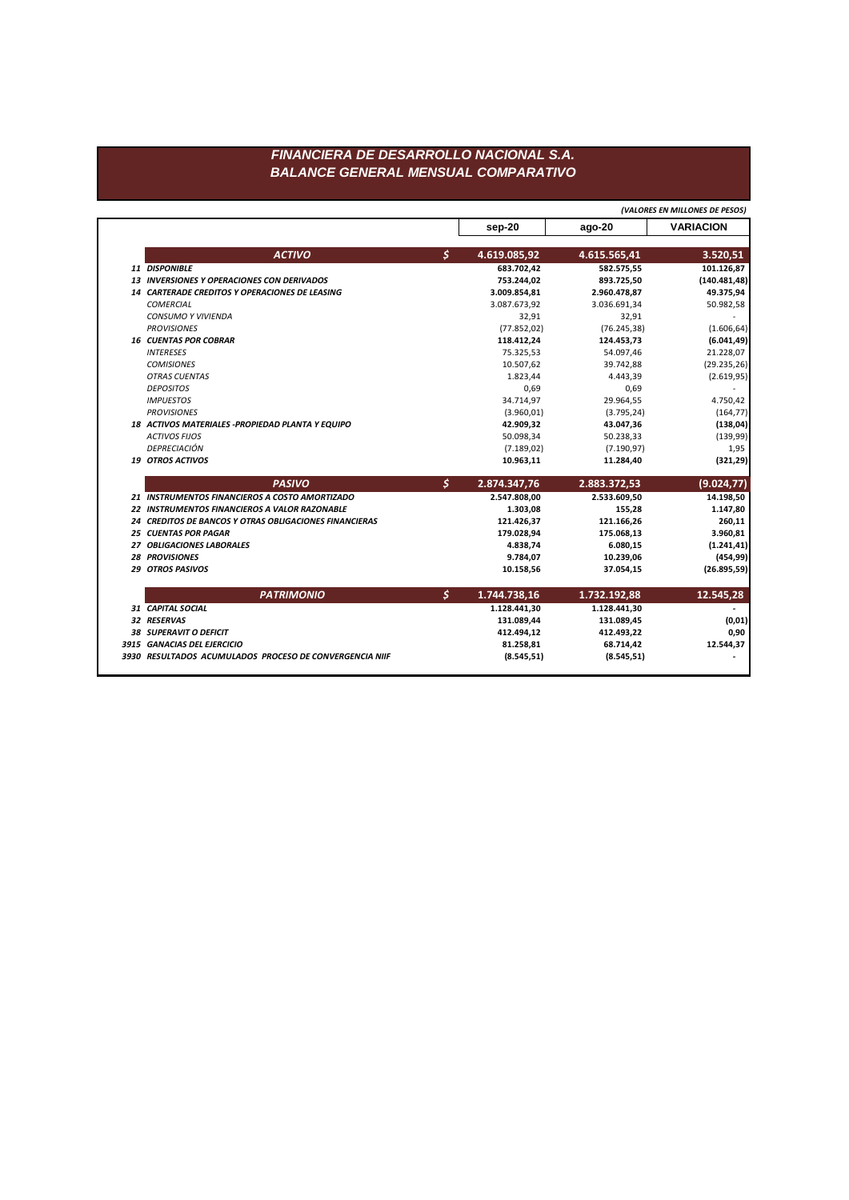# FINANCIERA DE DESARROLLO NACIONAL S.A.
## BALANCE GENERAL MENSUAL COMPARATIVO

*(VALORES EN MILLONES DE PESOS)*

| | | | sep-20 | ago-20 | VARIACION |
|---|---|---|---|---|---|
| | ***ACTIVO*** | **$** | **4.619.085,92** | **4.615.565,41** | **3.520,51** |
| ***11*** | ***DISPONIBLE*** | | **683.702,42** | **582.575,55** | **101.126,87** |
| ***13*** | ***INVERSIONES Y OPERACIONES CON DERIVADOS*** | | **753.244,02** | **893.725,50** | **(140.481,48)** |
| ***14*** | ***CARTERADE CREDITOS Y OPERACIONES DE LEASING*** | | **3.009.854,81** | **2.960.478,87** | **49.375,94** |
| | *COMERCIAL* | | 3.087.673,92 | 3.036.691,34 | 50.982,58 |
| | *CONSUMO Y VIVIENDA* | | 32,91 | 32,91 | - |
| | *PROVISIONES* | | (77.852,02) | (76.245,38) | (1.606,64) |
| ***16*** | ***CUENTAS POR COBRAR*** | | **118.412,24** | **124.453,73** | **(6.041,49)** |
| | *INTERESES* | | 75.325,53 | 54.097,46 | 21.228,07 |
| | *COMISIONES* | | 10.507,62 | 39.742,88 | (29.235,26) |
| | *OTRAS CUENTAS* | | 1.823,44 | 4.443,39 | (2.619,95) |
| | *DEPOSITOS* | | 0,69 | 0,69 | - |
| | *IMPUESTOS* | | 34.714,97 | 29.964,55 | 4.750,42 |
| | *PROVISIONES* | | (3.960,01) | (3.795,24) | (164,77) |
| ***18*** | ***ACTIVOS MATERIALES -PROPIEDAD PLANTA Y EQUIPO*** | | **42.909,32** | **43.047,36** | **(138,04)** |
| | *ACTIVOS FIJOS* | | 50.098,34 | 50.238,33 | (139,99) |
| | *DEPRECIACIÓN* | | (7.189,02) | (7.190,97) | 1,95 |
| ***19*** | ***OTROS ACTIVOS*** | | **10.963,11** | **11.284,40** | **(321,29)** |
| | ***PASIVO*** | **$** | **2.874.347,76** | **2.883.372,53** | **(9.024,77)** |
| ***21*** | ***INSTRUMENTOS FINANCIEROS A COSTO AMORTIZADO*** | | **2.547.808,00** | **2.533.609,50** | **14.198,50** |
| ***22*** | ***INSTRUMENTOS FINANCIEROS A VALOR RAZONABLE*** | | **1.303,08** | **155,28** | **1.147,80** |
| ***24*** | ***CREDITOS DE BANCOS Y OTRAS OBLIGACIONES FINANCIERAS*** | | **121.426,37** | **121.166,26** | **260,11** |
| ***25*** | ***CUENTAS POR PAGAR*** | | **179.028,94** | **175.068,13** | **3.960,81** |
| ***27*** | ***OBLIGACIONES LABORALES*** | | **4.838,74** | **6.080,15** | **(1.241,41)** |
| ***28*** | ***PROVISIONES*** | | **9.784,07** | **10.239,06** | **(454,99)** |
| ***29*** | ***OTROS PASIVOS*** | | **10.158,56** | **37.054,15** | **(26.895,59)** |
| | ***PATRIMONIO*** | **$** | **1.744.738,16** | **1.732.192,88** | **12.545,28** |
| ***31*** | ***CAPITAL SOCIAL*** | | **1.128.441,30** | **1.128.441,30** | **-** |
| ***32*** | ***RESERVAS*** | | **131.089,44** | **131.089,45** | **(0,01)** |
| ***38*** | ***SUPERAVIT O DEFICIT*** | | **412.494,12** | **412.493,22** | **0,90** |
| ***3915*** | ***GANACIAS DEL EJERCICIO*** | | **81.258,81** | **68.714,42** | **12.544,37** |
| ***3930*** | ***RESULTADOS ACUMULADOS PROCESO DE CONVERGENCIA NIIF*** | | **(8.545,51)** | **(8.545,51)** | **-** |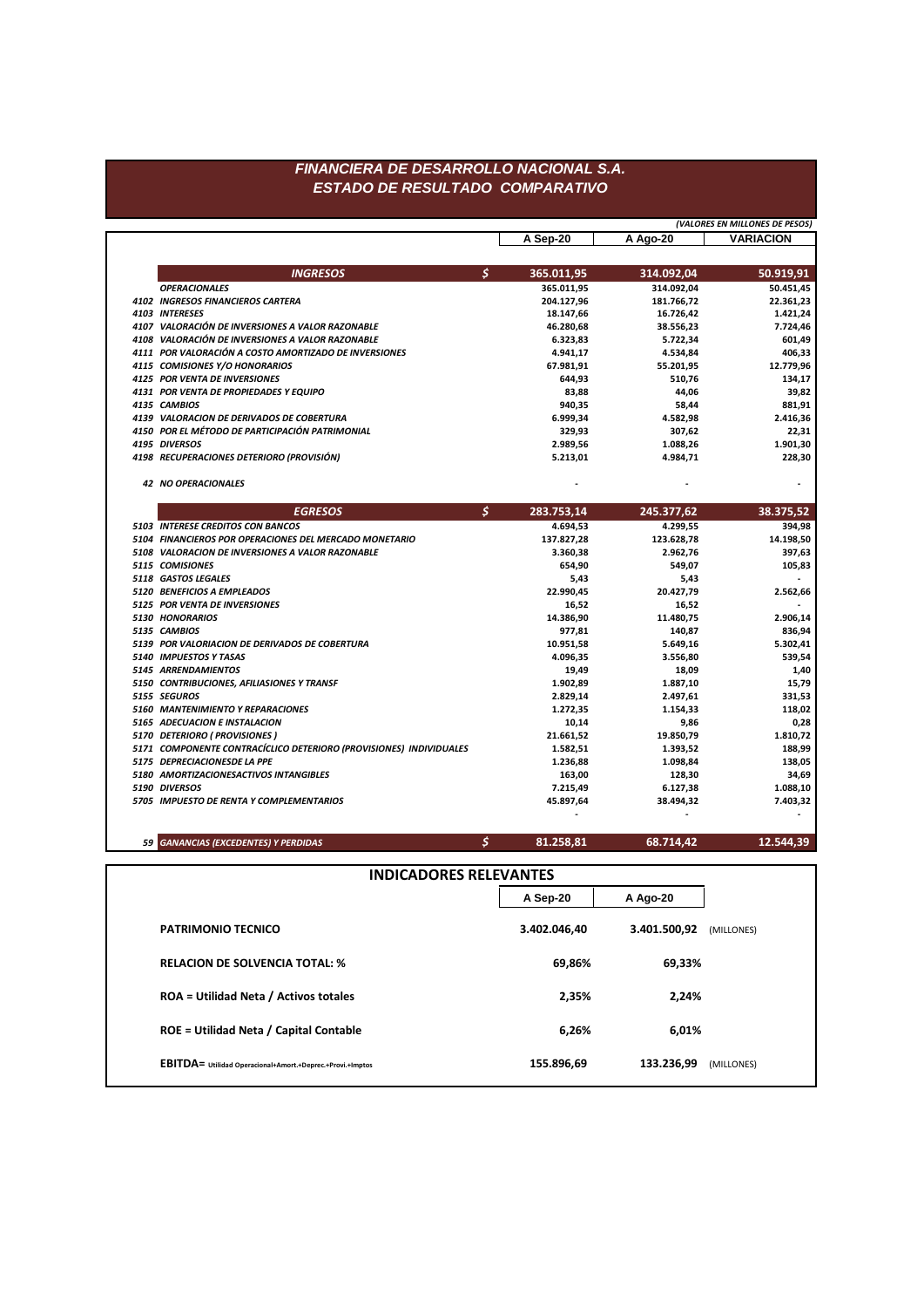# FINANCIERA DE DESARROLLO NACIONAL S.A.
## ESTADO DE RESULTADO COMPARATIVO

*(VALORES EN MILLONES DE PESOS)*

| | | A Sep-20 | A Ago-20 | VARIACION |
|---|---|---|---|---|
| **INGRESOS** | $ | **365.011,95** | **314.092,04** | **50.919,91** |
| | ***OPERACIONALES*** | 365.011,95 | 314.092,04 | 50.451,45 |
| 4102 | ***INGRESOS FINANCIEROS CARTERA*** | 204.127,96 | 181.766,72 | 22.361,23 |
| 4103 | ***INTERESES*** | 18.147,66 | 16.726,42 | 1.421,24 |
| 4107 | ***VALORACIÓN DE INVERSIONES A VALOR RAZONABLE*** | 46.280,68 | 38.556,23 | 7.724,46 |
| 4108 | ***VALORACIÓN DE INVERSIONES A VALOR RAZONABLE*** | 6.323,83 | 5.722,34 | 601,49 |
| 4111 | ***POR VALORACIÓN A COSTO AMORTIZADO DE INVERSIONES*** | 4.941,17 | 4.534,84 | 406,33 |
| 4115 | ***COMISIONES Y/O HONORARIOS*** | 67.981,91 | 55.201,95 | 12.779,96 |
| 4125 | ***POR VENTA DE INVERSIONES*** | 644,93 | 510,76 | 134,17 |
| 4131 | ***POR VENTA DE PROPIEDADES Y EQUIPO*** | 83,88 | 44,06 | 39,82 |
| 4135 | ***CAMBIOS*** | 940,35 | 58,44 | 881,91 |
| 4139 | ***VALORACION DE DERIVADOS DE COBERTURA*** | 6.999,34 | 4.582,98 | 2.416,36 |
| 4150 | ***POR EL MÉTODO DE PARTICIPACIÓN PATRIMONIAL*** | 329,93 | 307,62 | 22,31 |
| 4195 | ***DIVERSOS*** | 2.989,56 | 1.088,26 | 1.901,30 |
| 4198 | ***RECUPERACIONES DETERIORO (PROVISIÓN)*** | 5.213,01 | 4.984,71 | 228,30 |
| 42 | ***NO OPERACIONALES*** | - | - | - |
| **EGRESOS** | $ | **283.753,14** | **245.377,62** | **38.375,52** |
| 5103 | ***INTERESE CREDITOS CON BANCOS*** | 4.694,53 | 4.299,55 | 394,98 |
| 5104 | ***FINANCIEROS POR OPERACIONES DEL MERCADO MONETARIO*** | 137.827,28 | 123.628,78 | 14.198,50 |
| 5108 | ***VALORACION DE INVERSIONES A VALOR RAZONABLE*** | 3.360,38 | 2.962,76 | 397,63 |
| 5115 | ***COMISIONES*** | 654,90 | 549,07 | 105,83 |
| 5118 | ***GASTOS LEGALES*** | 5,43 | 5,43 | - |
| 5120 | ***BENEFICIOS A EMPLEADOS*** | 22.990,45 | 20.427,79 | 2.562,66 |
| 5125 | ***POR VENTA DE INVERSIONES*** | 16,52 | 16,52 | - |
| 5130 | ***HONORARIOS*** | 14.386,90 | 11.480,75 | 2.906,14 |
| 5135 | ***CAMBIOS*** | 977,81 | 140,87 | 836,94 |
| 5139 | ***POR VALORIACION DE DERIVADOS DE COBERTURA*** | 10.951,58 | 5.649,16 | 5.302,41 |
| 5140 | ***IMPUESTOS Y TASAS*** | 4.096,35 | 3.556,80 | 539,54 |
| 5145 | ***ARRENDAMIENTOS*** | 19,49 | 18,09 | 1,40 |
| 5150 | ***CONTRIBUCIONES, AFILIASIONES Y TRANSF*** | 1.902,89 | 1.887,10 | 15,79 |
| 5155 | ***SEGUROS*** | 2.829,14 | 2.497,61 | 331,53 |
| 5160 | ***MANTENIMIENTO Y REPARACIONES*** | 1.272,35 | 1.154,33 | 118,02 |
| 5165 | ***ADECUACION E INSTALACION*** | 10,14 | 9,86 | 0,28 |
| 5170 | ***DETERIORO ( PROVISIONES )*** | 21.661,52 | 19.850,79 | 1.810,72 |
| 5171 | ***COMPONENTE CONTRACÍCLICO DETERIORO (PROVISIONES) INDIVIDUALES*** | 1.582,51 | 1.393,52 | 188,99 |
| 5175 | ***DEPRECIACIONESDE LA PPE*** | 1.236,88 | 1.098,84 | 138,05 |
| 5180 | ***AMORTIZACIONESACTIVOS INTANGIBLES*** | 163,00 | 128,30 | 34,69 |
| 5190 | ***DIVERSOS*** | 7.215,49 | 6.127,38 | 1.088,10 |
| 5705 | ***IMPUESTO DE RENTA Y COMPLEMENTARIOS*** | 45.897,64 | 38.494,32 | 7.403,32 |
| | | - | - | - |
| 59 | ***GANANCIAS (EXCEDENTES) Y PERDIDAS*** $ | **81.258,81** | **68.714,42** | **12.544,39** |

## INDICADORES RELEVANTES

| | A Sep-20 | A Ago-20 | |
|---|---|---|---|
| **PATRIMONIO TECNICO** | 3.402.046,40 | 3.401.500,92 | (MILLONES) |
| **RELACION DE SOLVENCIA TOTAL: %** | 69,86% | 69,33% | |
| **ROA = Utilidad Neta / Activos totales** | 2,35% | 2,24% | |
| **ROE = Utilidad Neta / Capital Contable** | 6,26% | 6,01% | |
| **EBITDA=** Utilidad Operacional+Amort.+Deprec.+Provi.+Imptos | 155.896,69 | 133.236,99 | (MILLONES) |